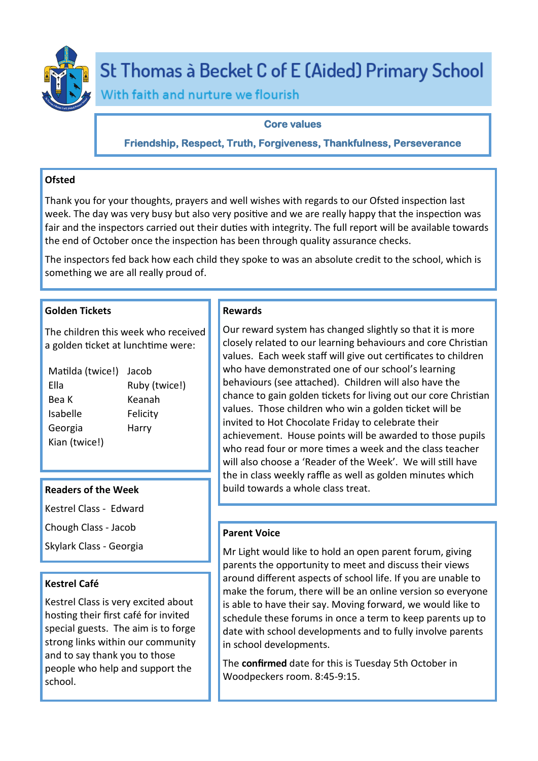# St Thomas à Becket C of E (Aided) Primary School

*With faith and nurture we flourish*

**Core values**

**Friendship, Respect, Truth, Forgiveness, Thankfulness, Perseverance**

## Ofsted

Thank you for your thoughts, prayers and well wishes with regards to our Ofsted inspection last week. The day was very busy but also very positive and we are really happy that the inspection was fair and the inspectors carried out their duties with integrity. The full report will be available towards the end of October once the inspection has been through quality assurance checks.

The inspectors fed back how each child they spoke to was an absolute credit to the school, which is something we are all really proud of.

## Golden Tickets

The children this week who received a golden ticket at lunchtime were:

| | |
|---|---|
| Matilda (twice!) | Jacob |
| Ella | Ruby (twice!) |
| Bea K | Keanah |
| Isabelle | Felicity |
| Georgia | Harry |
| Kian (twice!) | |

## Readers of the Week

Kestrel Class - Edward

Chough Class - Jacob

Skylark Class - Georgia

## Kestrel Café

Kestrel Class is very excited about hosting their first café for invited special guests. The aim is to forge strong links within our community and to say thank you to those people who help and support the school.

## Rewards

Our reward system has changed slightly so that it is more closely related to our learning behaviours and core Christian values. Each week staff will give out certificates to children who have demonstrated one of our school's learning behaviours (see attached). Children will also have the chance to gain golden tickets for living out our core Christian values. Those children who win a golden ticket will be invited to Hot Chocolate Friday to celebrate their achievement. House points will be awarded to those pupils who read four or more times a week and the class teacher will also choose a 'Reader of the Week'. We will still have the in class weekly raffle as well as golden minutes which build towards a whole class treat.

## Parent Voice

Mr Light would like to hold an open parent forum, giving parents the opportunity to meet and discuss their views around different aspects of school life. If you are unable to make the forum, there will be an online version so everyone is able to have their say. Moving forward, we would like to schedule these forums in once a term to keep parents up to date with school developments and to fully involve parents in school developments.

The **confirmed** date for this is Tuesday 5th October in Woodpeckers room. 8:45-9:15.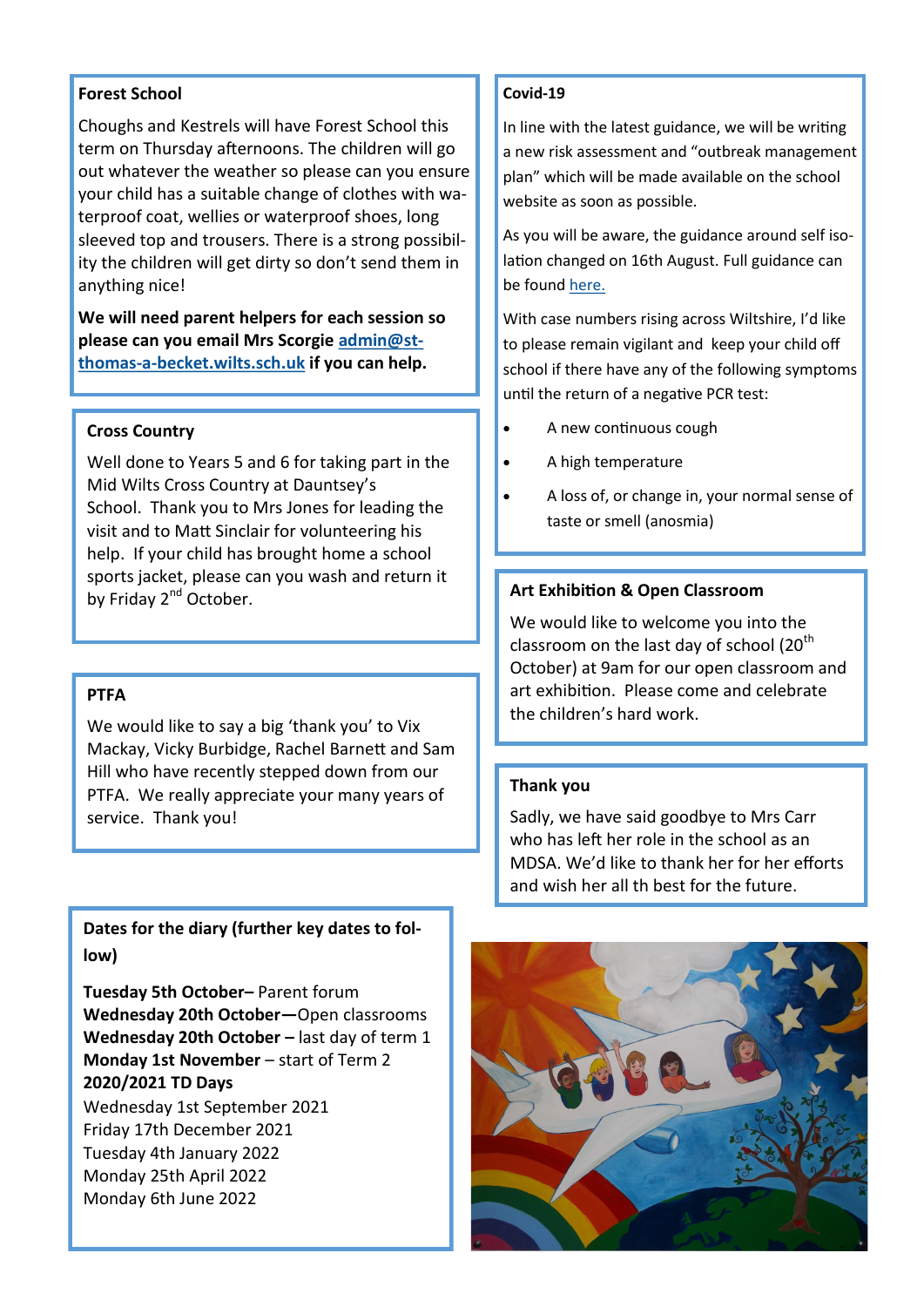## Forest School

Choughs and Kestrels will have Forest School this term on Thursday afternoons. The children will go out whatever the weather so please can you ensure your child has a suitable change of clothes with waterproof coat, wellies or waterproof shoes, long sleeved top and trousers. There is a strong possibility the children will get dirty so don't send them in anything nice!

**We will need parent helpers for each session so please can you email Mrs Scorgie [admin@st-thomas-a-becket.wilts.sch.uk](mailto:admin@st-thomas-a-becket.wilts.sch.uk) if you can help.**

## Cross Country

Well done to Years 5 and 6 for taking part in the Mid Wilts Cross Country at Dauntsey's School. Thank you to Mrs Jones for leading the visit and to Matt Sinclair for volunteering his help. If your child has brought home a school sports jacket, please can you wash and return it by Friday 2nd October.

## PTFA

We would like to say a big 'thank you' to Vix Mackay, Vicky Burbidge, Rachel Barnett and Sam Hill who have recently stepped down from our PTFA. We really appreciate your many years of service. Thank you!

## Dates for the diary (further key dates to follow)

**Tuesday 5th October–** Parent forum
**Wednesday 20th October—**Open classrooms
**Wednesday 20th October –** last day of term 1
**Monday 1st November** – start of Term 2
**2020/2021 TD Days**
Wednesday 1st September 2021
Friday 17th December 2021
Tuesday 4th January 2022
Monday 25th April 2022
Monday 6th June 2022

## Covid-19

In line with the latest guidance, we will be writing a new risk assessment and "outbreak management plan" which will be made available on the school website as soon as possible.

As you will be aware, the guidance around self isolation changed on 16th August. Full guidance can be found here.

With case numbers rising across Wiltshire, I'd like to please remain vigilant and keep your child off school if there have any of the following symptoms until the return of a negative PCR test:

- A new continuous cough
- A high temperature
- A loss of, or change in, your normal sense of taste or smell (anosmia)

## Art Exhibition & Open Classroom

We would like to welcome you into the classroom on the last day of school (20th October) at 9am for our open classroom and art exhibition. Please come and celebrate the children's hard work.

## Thank you

Sadly, we have said goodbye to Mrs Carr who has left her role in the school as an MDSA. We'd like to thank her for her efforts and wish her all th best for the future.